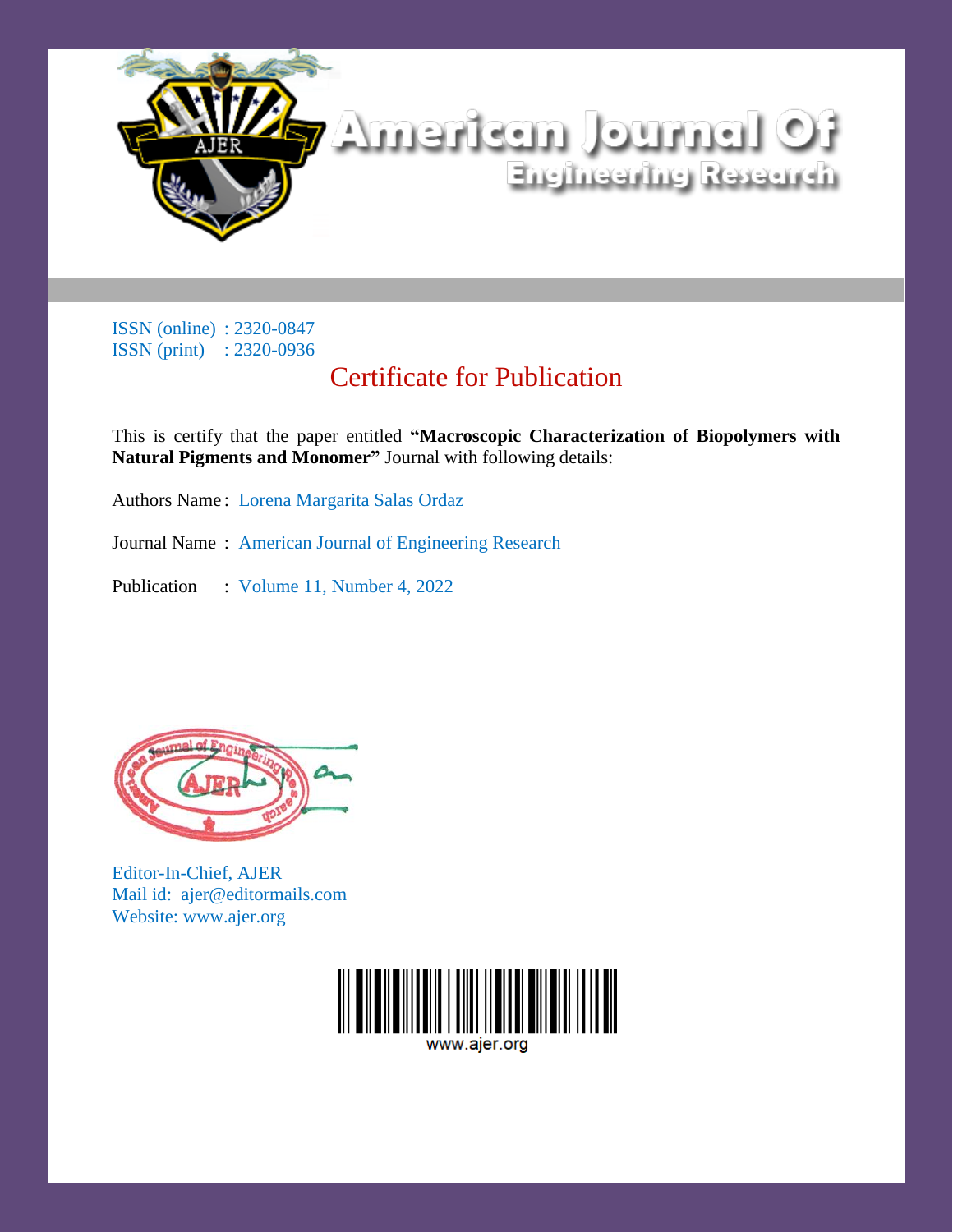# American Journal Of Engineering Research

ISSN (online) : 2320-0847
ISSN (print) : 2320-0936

## Certificate for Publication

This is certify that the paper entitled **"Macroscopic Characterization of Biopolymers with Natural Pigments and Monomer"** Journal with following details:

Authors Name : Lorena Margarita Salas Ordaz

Journal Name : American Journal of Engineering Research

Publication : Volume 11, Number 4, 2022

Editor-In-Chief, AJER
Mail id: ajer@editormails.com
Website: www.ajer.org

www.ajer.org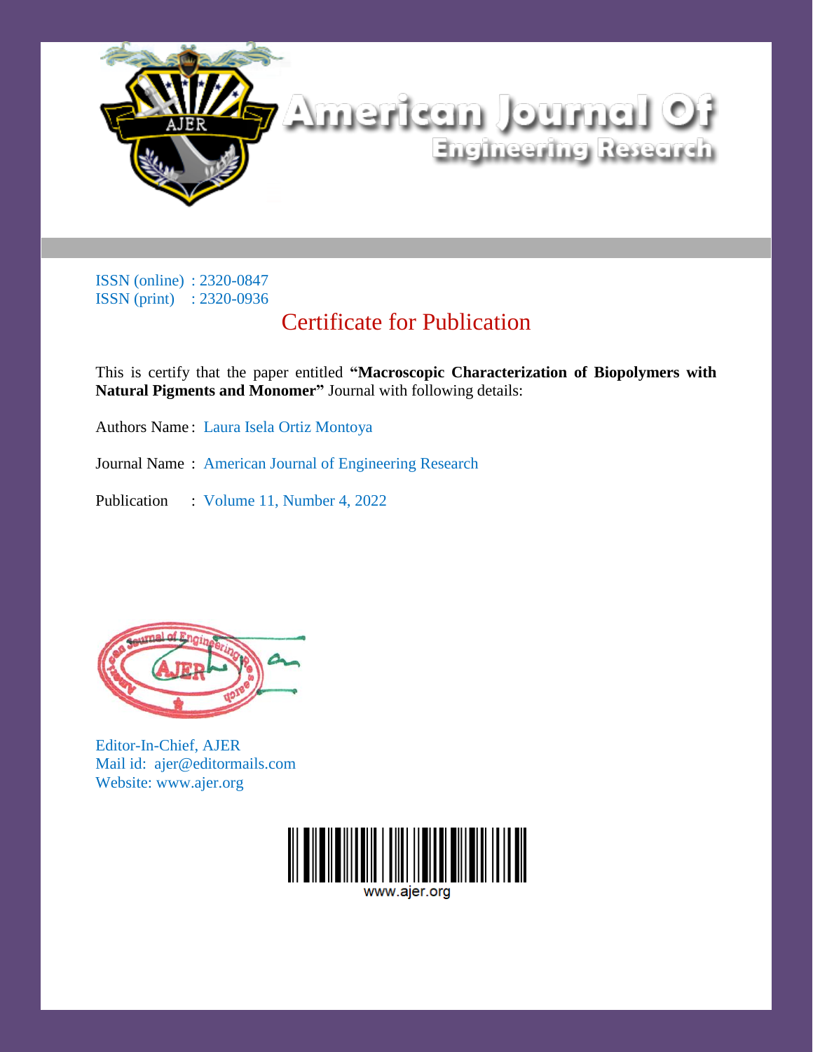# American Journal Of Engineering Research

ISSN (online) : 2320-0847
ISSN (print) : 2320-0936

## Certificate for Publication

This is certify that the paper entitled **"Macroscopic Characterization of Biopolymers with Natural Pigments and Monomer"** Journal with following details:

Authors Name : Laura Isela Ortiz Montoya

Journal Name : American Journal of Engineering Research

Publication : Volume 11, Number 4, 2022

Editor-In-Chief, AJER
Mail id: ajer@editormails.com
Website: www.ajer.org

www.ajer.org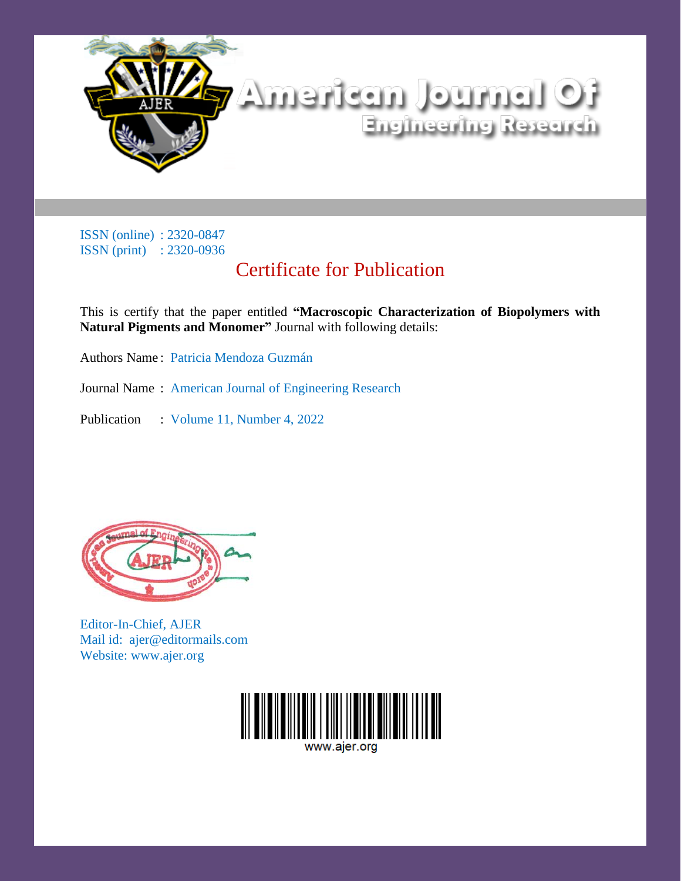# American Journal Of Engineering Research

ISSN (online) : 2320-0847
ISSN (print) : 2320-0936

## Certificate for Publication

This is certify that the paper entitled **"Macroscopic Characterization of Biopolymers with Natural Pigments and Monomer"** Journal with following details:

Authors Name : Patricia Mendoza Guzmán

Journal Name : American Journal of Engineering Research

Publication : Volume 11, Number 4, 2022

Editor-In-Chief, AJER
Mail id: ajer@editormails.com
Website: www.ajer.org

www.ajer.org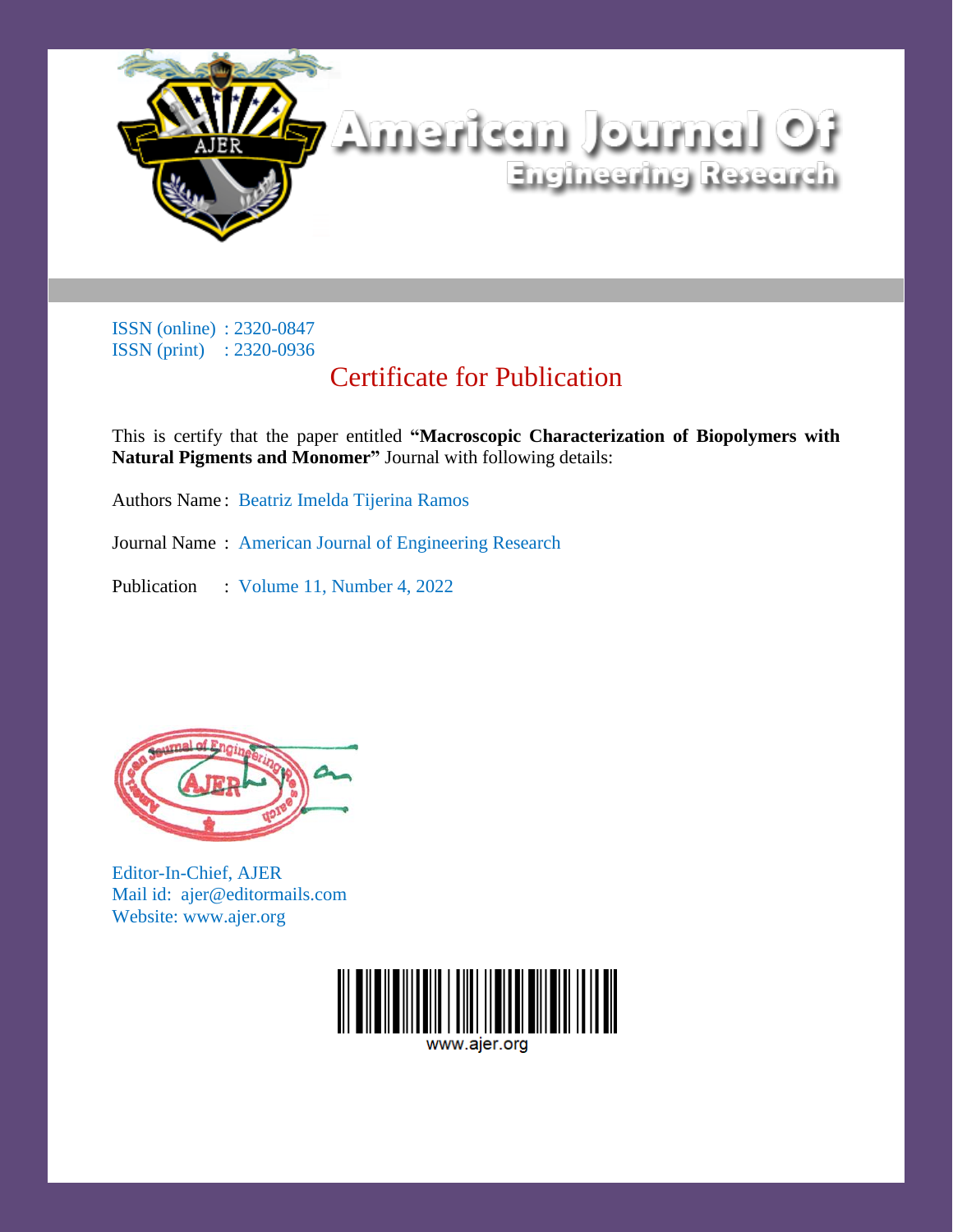# American Journal Of Engineering Research

ISSN (online) : 2320-0847
ISSN (print) : 2320-0936

## Certificate for Publication

This is certify that the paper entitled **"Macroscopic Characterization of Biopolymers with Natural Pigments and Monomer"** Journal with following details:

Authors Name : Beatriz Imelda Tijerina Ramos

Journal Name : American Journal of Engineering Research

Publication : Volume 11, Number 4, 2022

Editor-In-Chief, AJER
Mail id: ajer@editormails.com
Website: www.ajer.org

www.ajer.org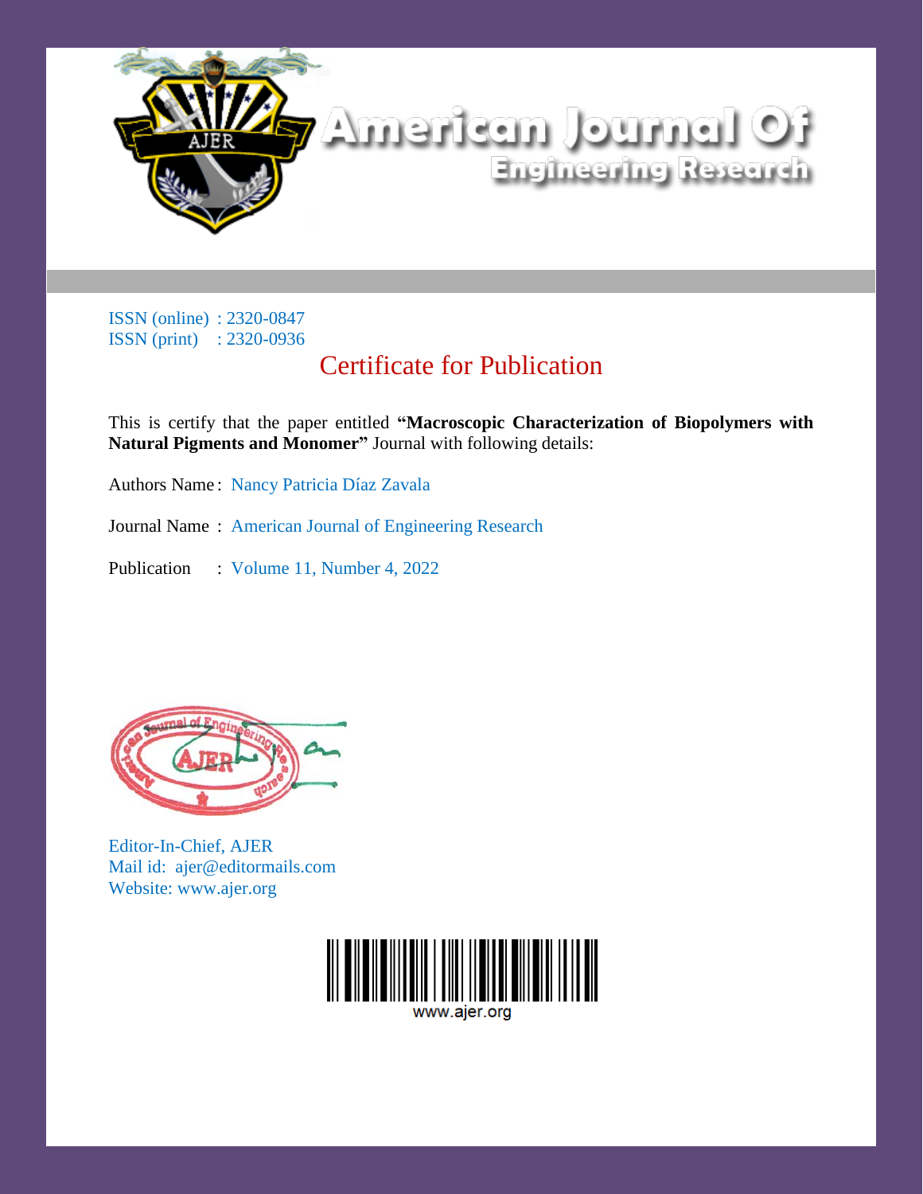# American Journal Of Engineering Research

ISSN (online) : 2320-0847
ISSN (print) : 2320-0936

## Certificate for Publication

This is certify that the paper entitled **"Macroscopic Characterization of Biopolymers with Natural Pigments and Monomer"** Journal with following details:

Authors Name : Nancy Patricia Díaz Zavala

Journal Name : American Journal of Engineering Research

Publication : Volume 11, Number 4, 2022

Editor-In-Chief, AJER
Mail id: ajer@editormails.com
Website: www.ajer.org

www.ajer.org